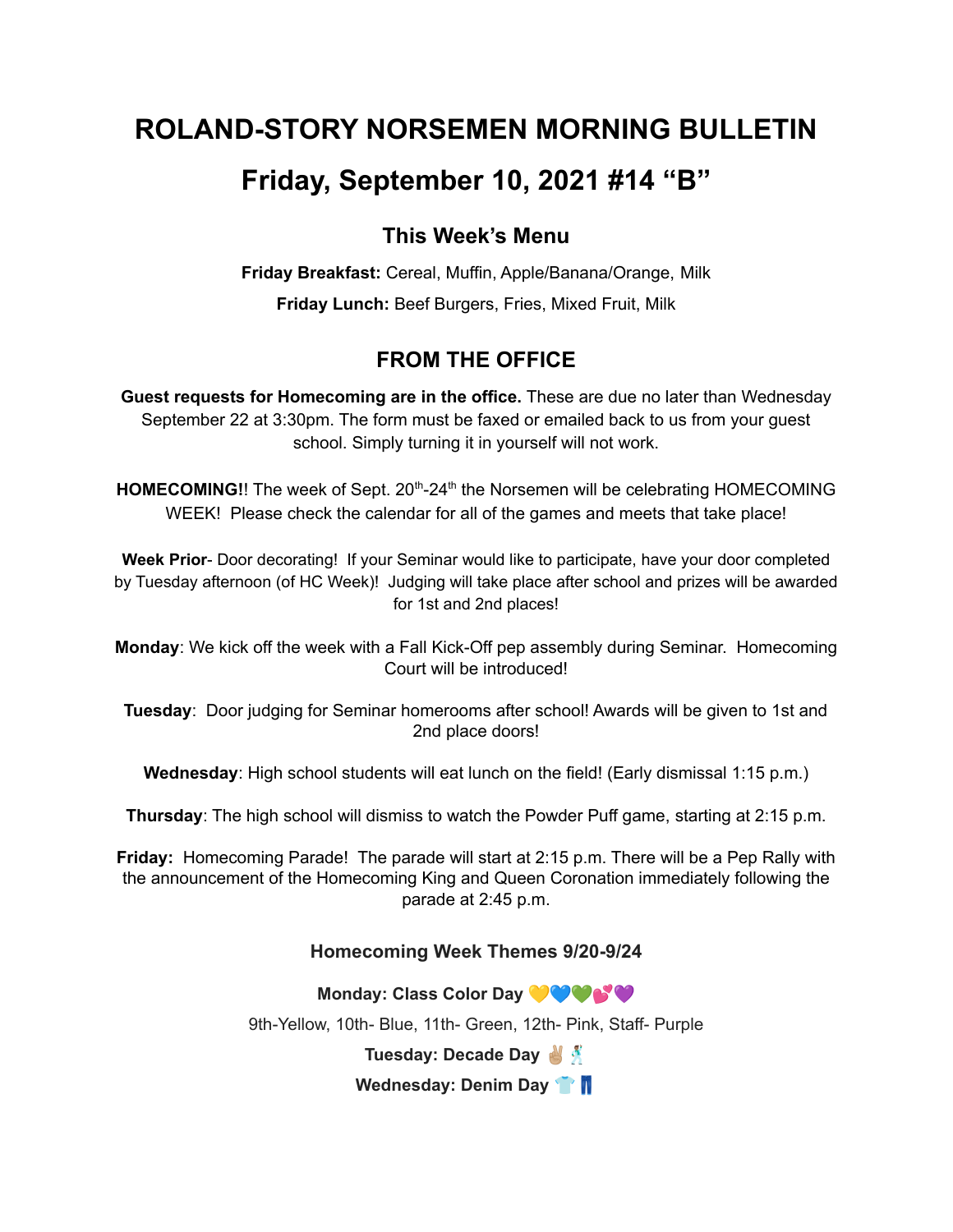# ROLAND-STORY NORSEMEN MORNING BULLETIN

# Friday, September 10, 2021 #14 "B"

## This Week's Menu

**Friday Breakfast:** Cereal, Muffin, Apple/Banana/Orange, Milk

**Friday Lunch:** Beef Burgers, Fries, Mixed Fruit, Milk

## FROM THE OFFICE

**Guest requests for Homecoming are in the office.** These are due no later than Wednesday September 22 at 3:30pm. The form must be faxed or emailed back to us from your guest school. Simply turning it in yourself will not work.

**HOMECOMING!**! The week of Sept. 20th-24th the Norsemen will be celebrating HOMECOMING WEEK! Please check the calendar for all of the games and meets that take place!

**Week Prior**- Door decorating! If your Seminar would like to participate, have your door completed by Tuesday afternoon (of HC Week)! Judging will take place after school and prizes will be awarded for 1st and 2nd places!

**Monday**: We kick off the week with a Fall Kick-Off pep assembly during Seminar. Homecoming Court will be introduced!

**Tuesday**: Door judging for Seminar homerooms after school! Awards will be given to 1st and 2nd place doors!

**Wednesday**: High school students will eat lunch on the field! (Early dismissal 1:15 p.m.)

**Thursday**: The high school will dismiss to watch the Powder Puff game, starting at 2:15 p.m.

**Friday:** Homecoming Parade! The parade will start at 2:15 p.m. There will be a Pep Rally with the announcement of the Homecoming King and Queen Coronation immediately following the parade at 2:45 p.m.

### Homecoming Week Themes 9/20-9/24

**Monday: Class Color Day** 💛💙💚💕💜

9th-Yellow, 10th- Blue, 11th- Green, 12th- Pink, Staff- Purple

**Tuesday: Decade Day** ✌🏽🕺

**Wednesday: Denim Day** 👕👖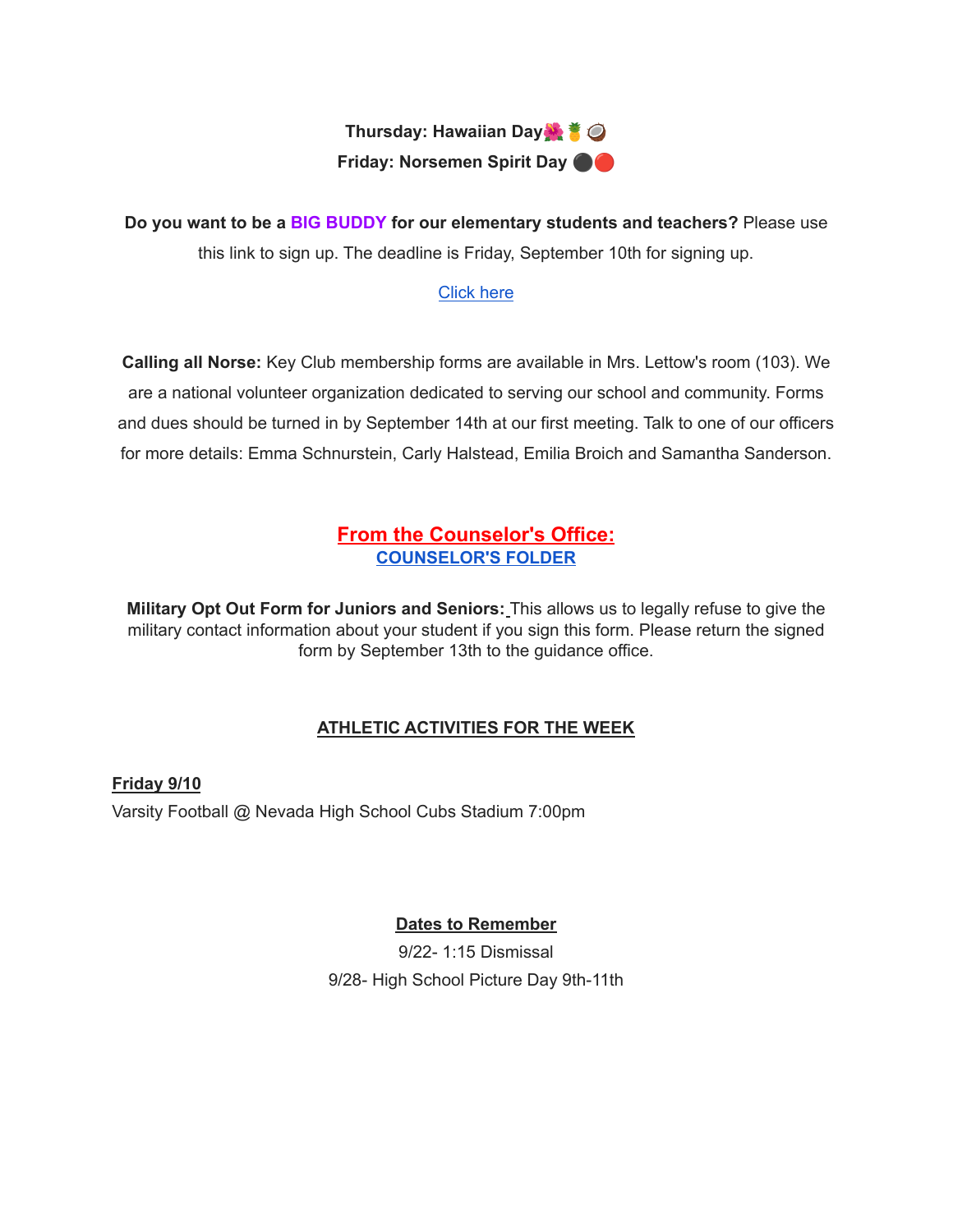**Thursday: Hawaiian Day🌺🍍🥥**

**Friday: Norsemen Spirit Day ⚫🔴**

**Do you want to be a BIG BUDDY for our elementary students and teachers?** Please use this link to sign up. The deadline is Friday, September 10th for signing up.

[Click here]

**Calling all Norse:** Key Club membership forms are available in Mrs. Lettow's room (103). We are a national volunteer organization dedicated to serving our school and community. Forms and dues should be turned in by September 14th at our first meeting. Talk to one of our officers for more details: Emma Schnurstein, Carly Halstead, Emilia Broich and Samantha Sanderson.

## From the Counselor's Office:

**COUNSELOR'S FOLDER**

**Military Opt Out Form for Juniors and Seniors:** This allows us to legally refuse to give the military contact information about your student if you sign this form. Please return the signed form by September 13th to the guidance office.

## ATHLETIC ACTIVITIES FOR THE WEEK

**Friday 9/10**

Varsity Football @ Nevada High School Cubs Stadium 7:00pm

## Dates to Remember

9/22- 1:15 Dismissal

9/28- High School Picture Day 9th-11th